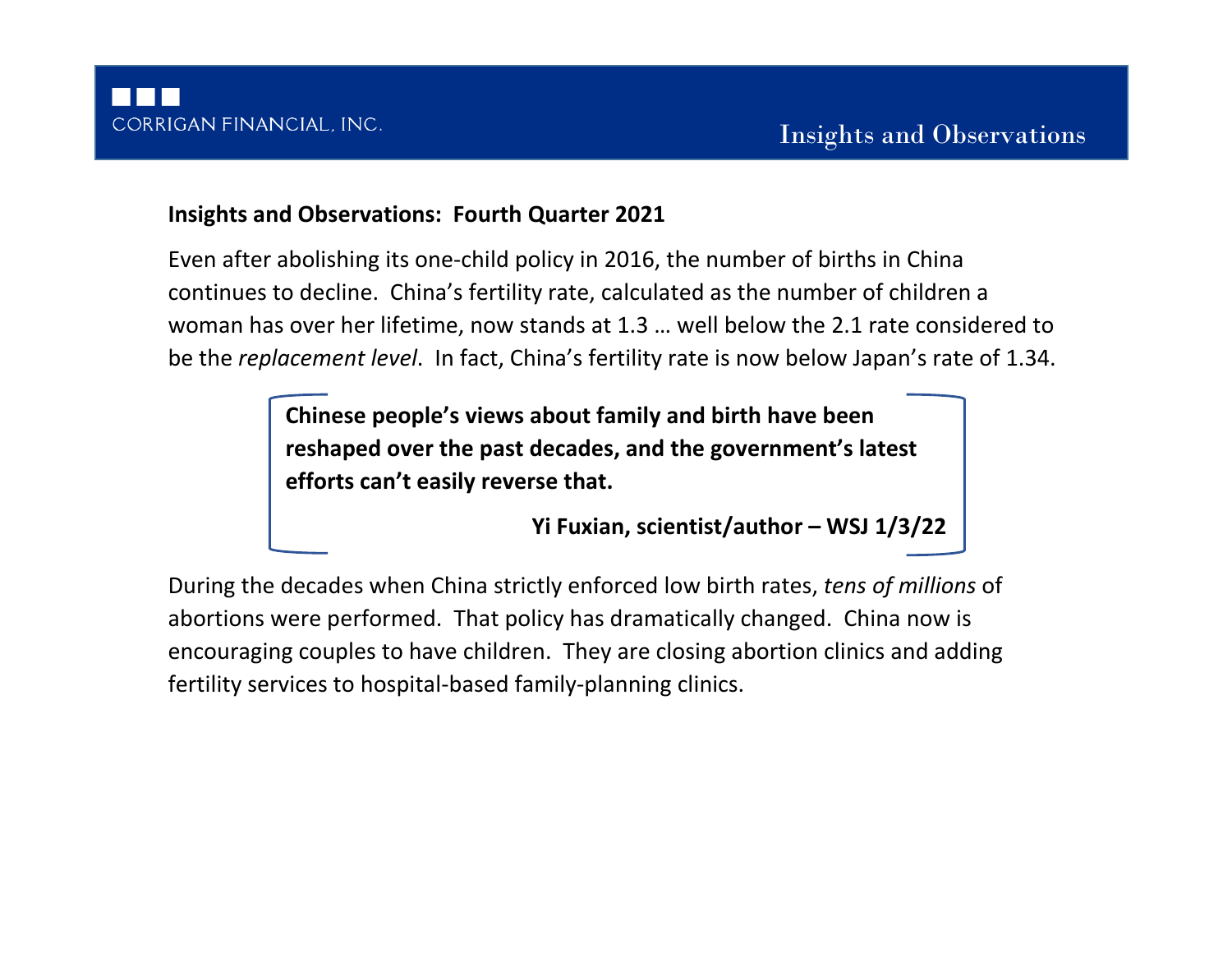CORRIGAN FINANCIAL, INC.

Insights and Observations

**Insights and Observations: Fourth Quarter 2021**

Even after abolishing its one-child policy in 2016, the number of births in China continues to decline. China's fertility rate, calculated as the number of children a woman has over her lifetime, now stands at 1.3 … well below the 2.1 rate considered to be the *replacement level*. In fact, China's fertility rate is now below Japan's rate of 1.34.

> **Chinese people's views about family and birth have been reshaped over the past decades, and the government's latest efforts can't easily reverse that.**
>
> **Yi Fuxian, scientist/author – WSJ 1/3/22**

During the decades when China strictly enforced low birth rates, *tens of millions* of abortions were performed. That policy has dramatically changed. China now is encouraging couples to have children. They are closing abortion clinics and adding fertility services to hospital-based family-planning clinics.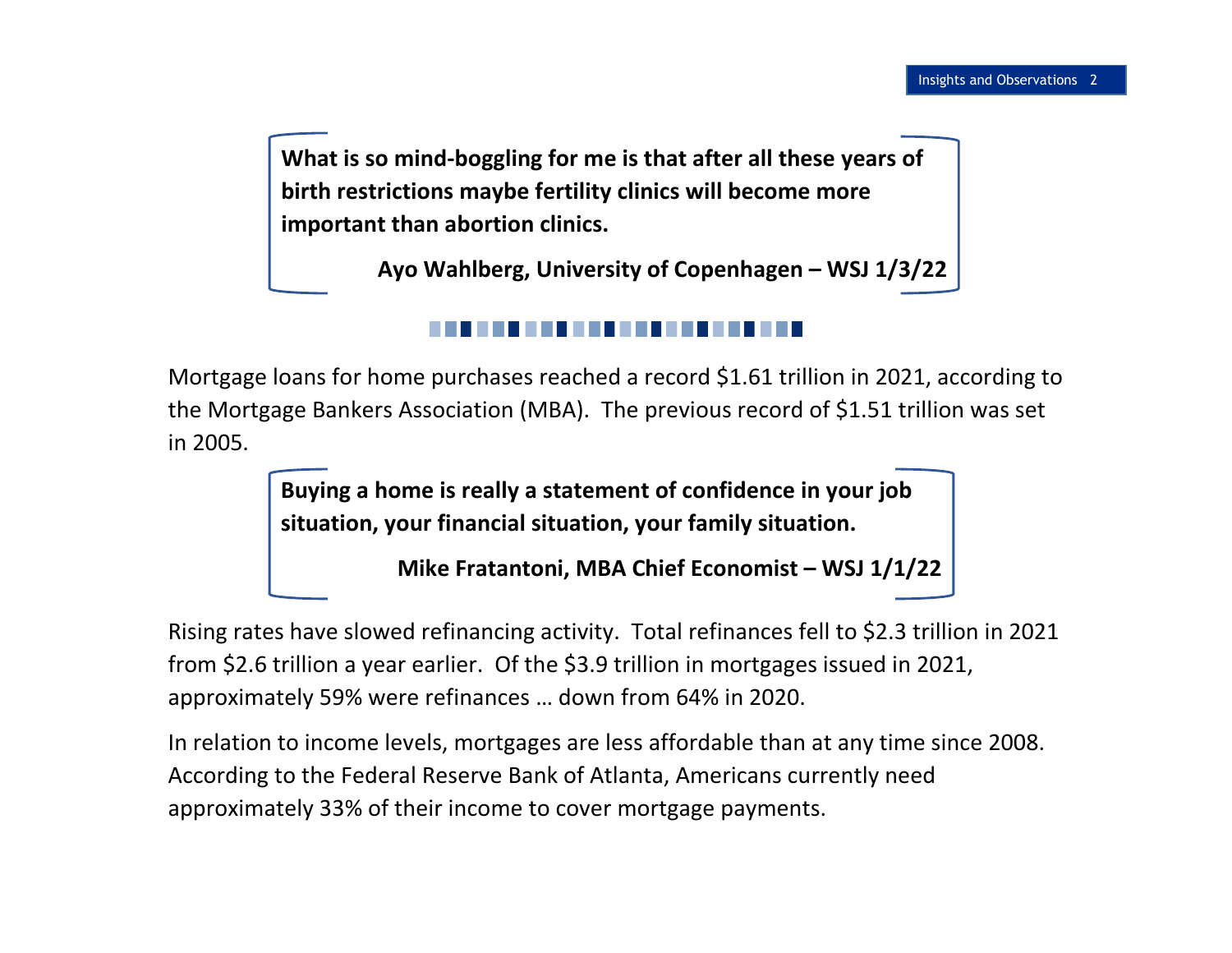> **What is so mind-boggling for me is that after all these years of birth restrictions maybe fertility clinics will become more important than abortion clinics.**
>
> **Ayo Wahlberg, University of Copenhagen – WSJ 1/3/22**

---

Mortgage loans for home purchases reached a record $1.61 trillion in 2021, according to the Mortgage Bankers Association (MBA). The previous record of $1.51 trillion was set in 2005.

> **Buying a home is really a statement of confidence in your job situation, your financial situation, your family situation.**
>
> **Mike Fratantoni, MBA Chief Economist – WSJ 1/1/22**

Rising rates have slowed refinancing activity. Total refinances fell to $2.3 trillion in 2021 from $2.6 trillion a year earlier. Of the $3.9 trillion in mortgages issued in 2021, approximately 59% were refinances … down from 64% in 2020.

In relation to income levels, mortgages are less affordable than at any time since 2008. According to the Federal Reserve Bank of Atlanta, Americans currently need approximately 33% of their income to cover mortgage payments.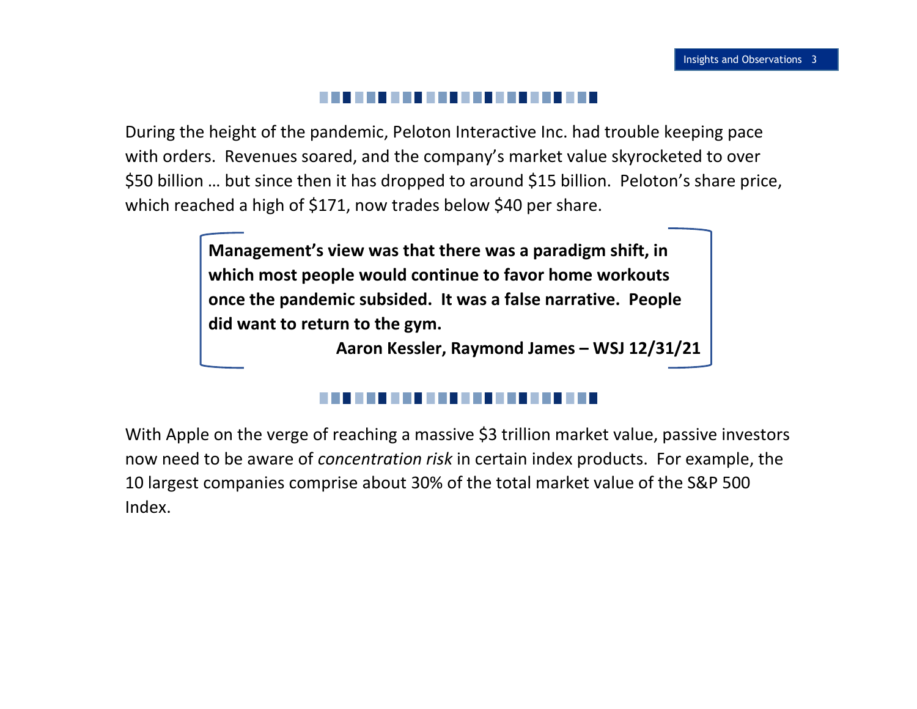During the height of the pandemic, Peloton Interactive Inc. had trouble keeping pace with orders. Revenues soared, and the company's market value skyrocketed to over $50 billion … but since then it has dropped to around $15 billion. Peloton's share price, which reached a high of $171, now trades below $40 per share.

> **Management's view was that there was a paradigm shift, in which most people would continue to favor home workouts once the pandemic subsided. It was a false narrative. People did want to return to the gym.**
>
> **Aaron Kessler, Raymond James – WSJ 12/31/21**

With Apple on the verge of reaching a massive $3 trillion market value, passive investors now need to be aware of *concentration risk* in certain index products. For example, the 10 largest companies comprise about 30% of the total market value of the S&P 500 Index.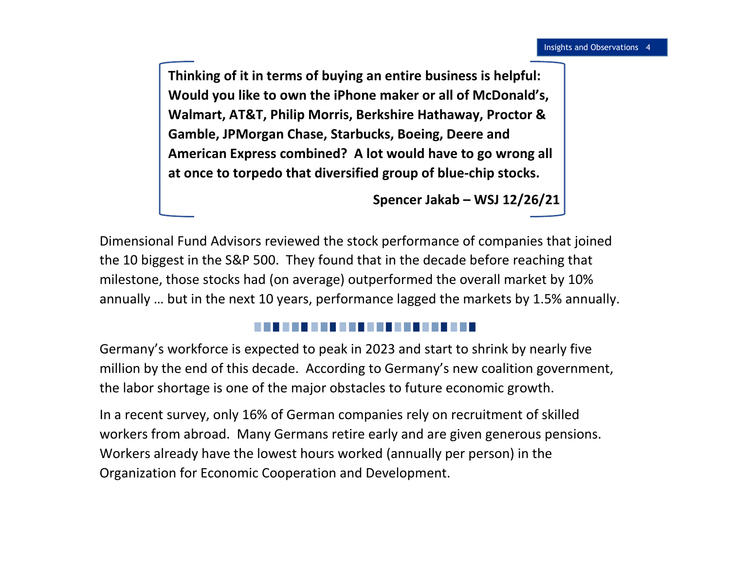> **Thinking of it in terms of buying an entire business is helpful: Would you like to own the iPhone maker or all of McDonald's, Walmart, AT&T, Philip Morris, Berkshire Hathaway, Proctor & Gamble, JPMorgan Chase, Starbucks, Boeing, Deere and American Express combined? A lot would have to go wrong all at once to torpedo that diversified group of blue-chip stocks.**
>
> **Spencer Jakab – WSJ 12/26/21**

Dimensional Fund Advisors reviewed the stock performance of companies that joined the 10 biggest in the S&P 500. They found that in the decade before reaching that milestone, those stocks had (on average) outperformed the overall market by 10% annually … but in the next 10 years, performance lagged the markets by 1.5% annually.

---

Germany's workforce is expected to peak in 2023 and start to shrink by nearly five million by the end of this decade. According to Germany's new coalition government, the labor shortage is one of the major obstacles to future economic growth.

In a recent survey, only 16% of German companies rely on recruitment of skilled workers from abroad. Many Germans retire early and are given generous pensions. Workers already have the lowest hours worked (annually per person) in the Organization for Economic Cooperation and Development.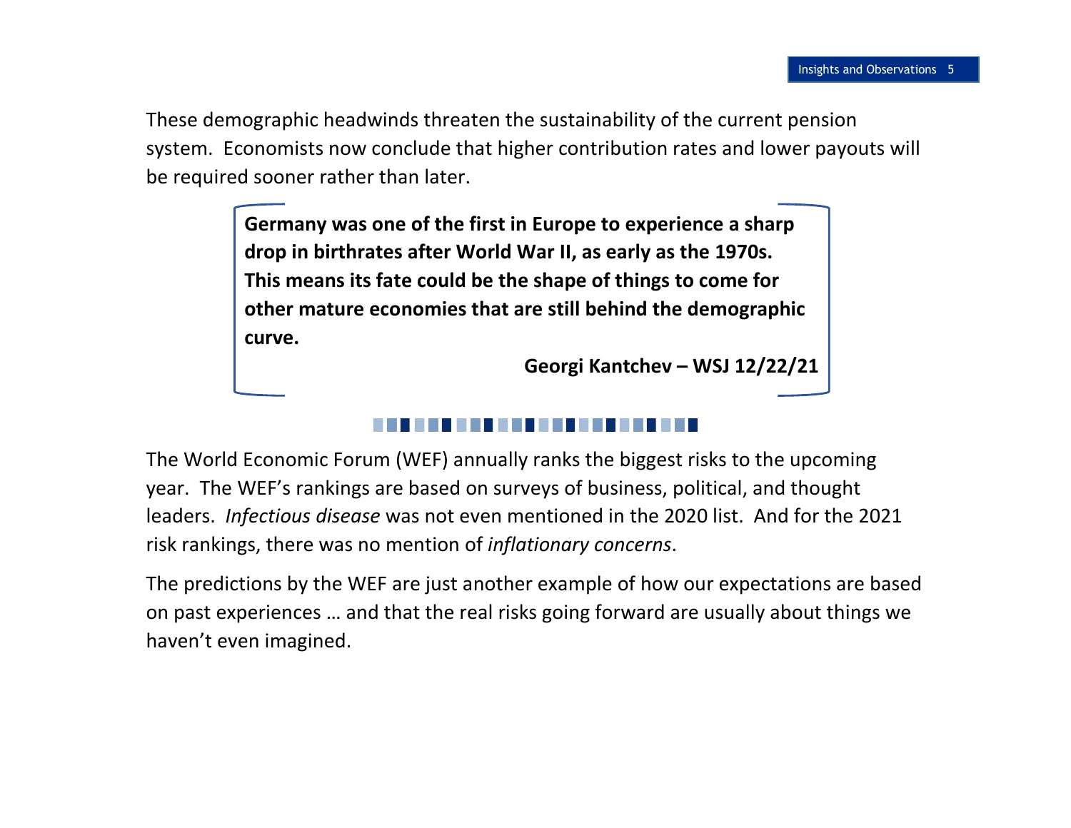These demographic headwinds threaten the sustainability of the current pension system.  Economists now conclude that higher contribution rates and lower payouts will be required sooner rather than later.

> **Germany was one of the first in Europe to experience a sharp drop in birthrates after World War II, as early as the 1970s. This means its fate could be the shape of things to come for other mature economies that are still behind the demographic curve.**
>
> **Georgi Kantchev – WSJ 12/22/21**

---

The World Economic Forum (WEF) annually ranks the biggest risks to the upcoming year.  The WEF's rankings are based on surveys of business, political, and thought leaders.  *Infectious disease* was not even mentioned in the 2020 list.  And for the 2021 risk rankings, there was no mention of *inflationary concerns*.

The predictions by the WEF are just another example of how our expectations are based on past experiences … and that the real risks going forward are usually about things we haven't even imagined.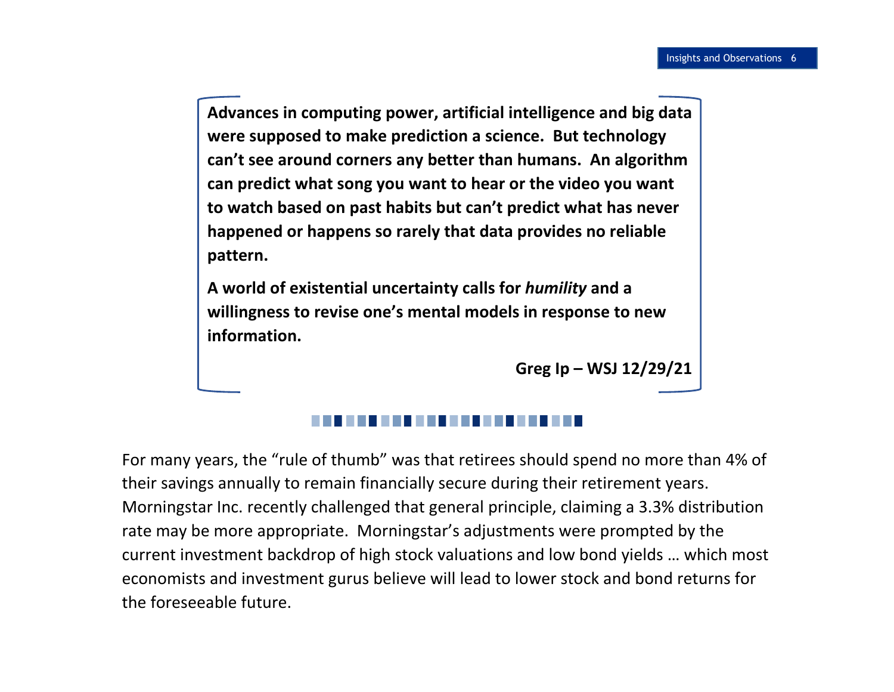> **Advances in computing power, artificial intelligence and big data were supposed to make prediction a science. But technology can't see around corners any better than humans. An algorithm can predict what song you want to hear or the video you want to watch based on past habits but can't predict what has never happened or happens so rarely that data provides no reliable pattern.**
>
> **A world of existential uncertainty calls for *humility* and a willingness to revise one's mental models in response to new information.**
>
> **Greg Ip – WSJ 12/29/21**

---

For many years, the "rule of thumb" was that retirees should spend no more than 4% of their savings annually to remain financially secure during their retirement years. Morningstar Inc. recently challenged that general principle, claiming a 3.3% distribution rate may be more appropriate. Morningstar's adjustments were prompted by the current investment backdrop of high stock valuations and low bond yields … which most economists and investment gurus believe will lead to lower stock and bond returns for the foreseeable future.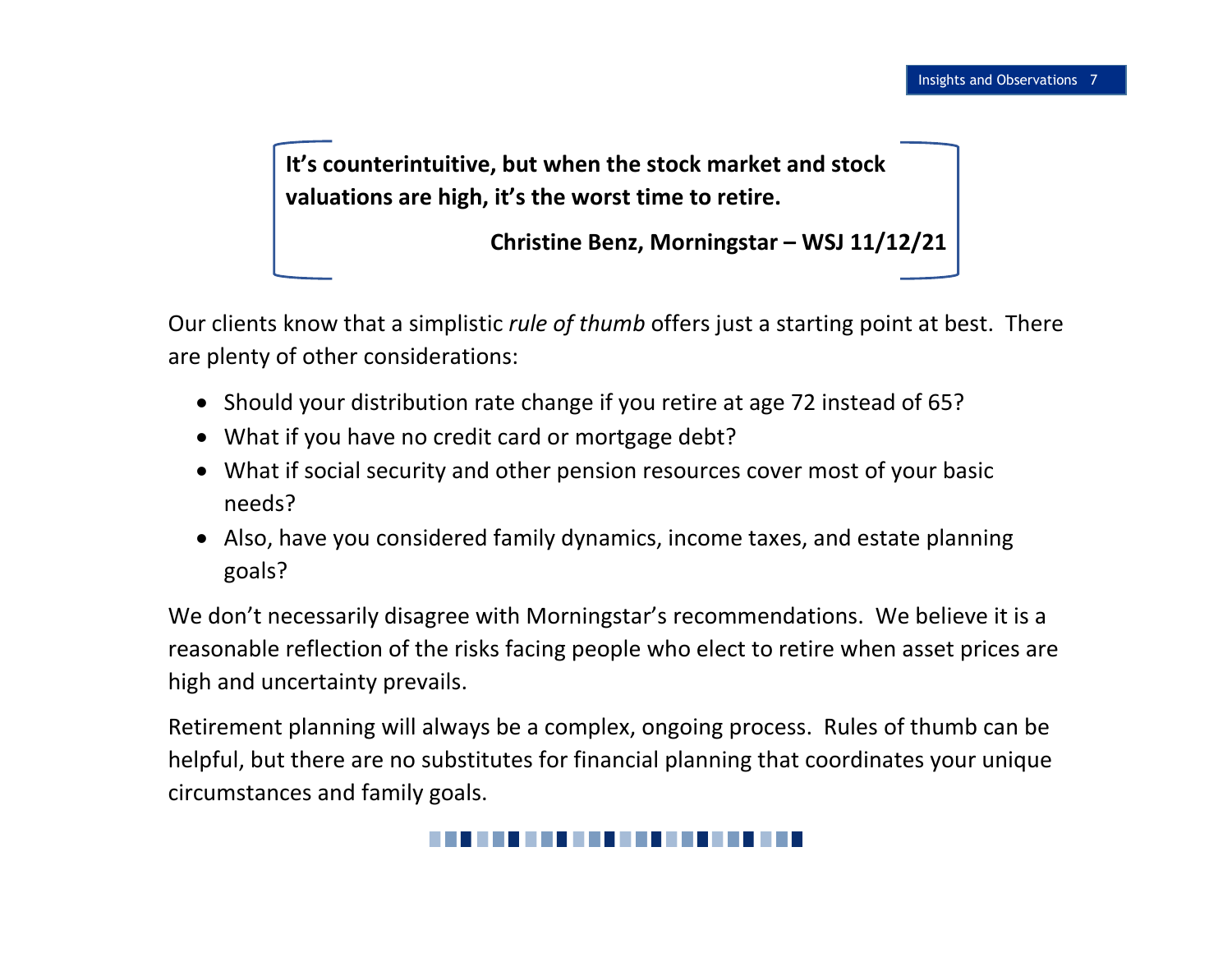> **It's counterintuitive, but when the stock market and stock valuations are high, it's the worst time to retire.**
>
> **Christine Benz, Morningstar – WSJ 11/12/21**

Our clients know that a simplistic *rule of thumb* offers just a starting point at best. There are plenty of other considerations:

- Should your distribution rate change if you retire at age 72 instead of 65?
- What if you have no credit card or mortgage debt?
- What if social security and other pension resources cover most of your basic needs?
- Also, have you considered family dynamics, income taxes, and estate planning goals?

We don't necessarily disagree with Morningstar's recommendations. We believe it is a reasonable reflection of the risks facing people who elect to retire when asset prices are high and uncertainty prevails.

Retirement planning will always be a complex, ongoing process. Rules of thumb can be helpful, but there are no substitutes for financial planning that coordinates your unique circumstances and family goals.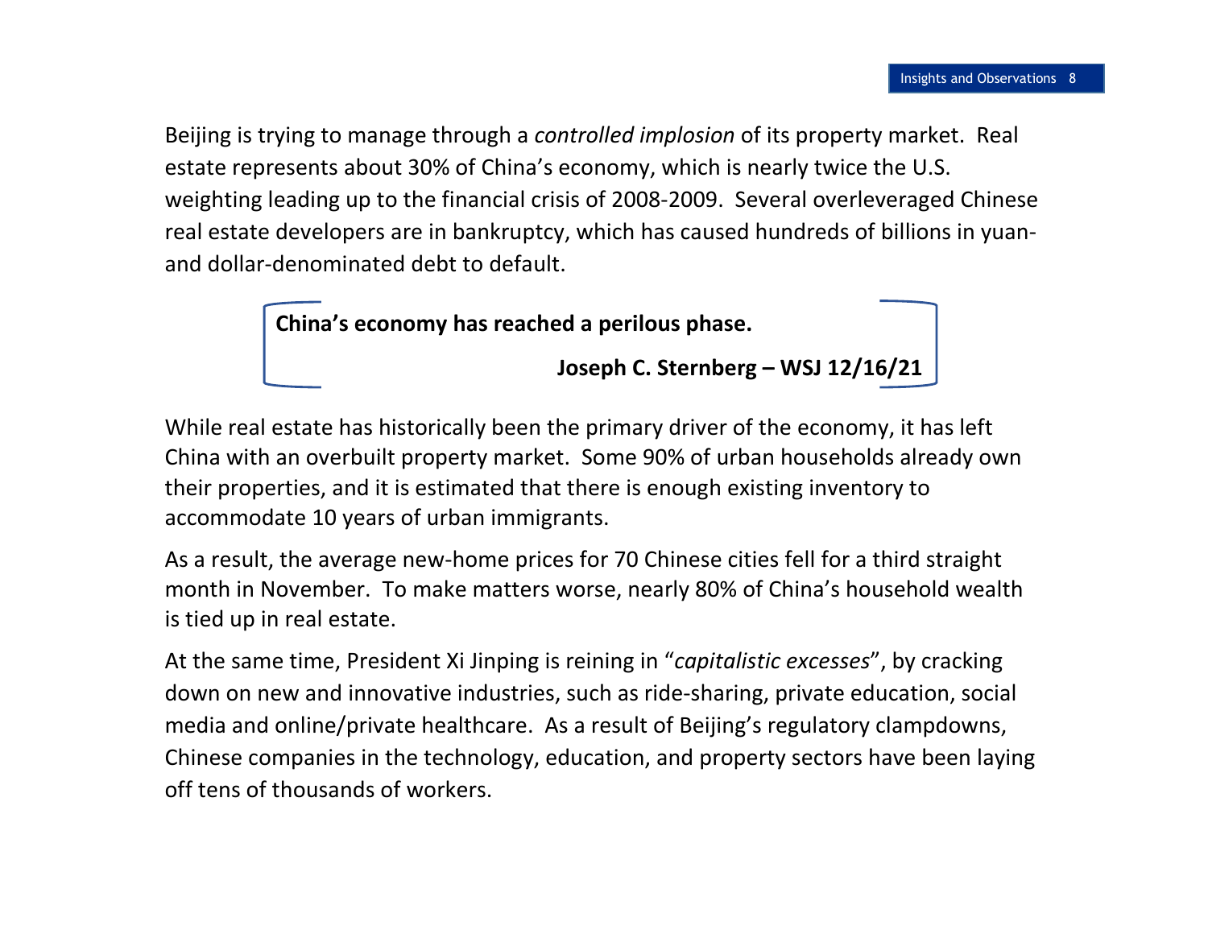Beijing is trying to manage through a *controlled implosion* of its property market. Real estate represents about 30% of China's economy, which is nearly twice the U.S. weighting leading up to the financial crisis of 2008-2009. Several overleveraged Chinese real estate developers are in bankruptcy, which has caused hundreds of billions in yuan- and dollar-denominated debt to default.

> **China's economy has reached a perilous phase.**
>
> **Joseph C. Sternberg – WSJ 12/16/21**

While real estate has historically been the primary driver of the economy, it has left China with an overbuilt property market. Some 90% of urban households already own their properties, and it is estimated that there is enough existing inventory to accommodate 10 years of urban immigrants.

As a result, the average new-home prices for 70 Chinese cities fell for a third straight month in November. To make matters worse, nearly 80% of China's household wealth is tied up in real estate.

At the same time, President Xi Jinping is reining in "*capitalistic excesses*", by cracking down on new and innovative industries, such as ride-sharing, private education, social media and online/private healthcare. As a result of Beijing's regulatory clampdowns, Chinese companies in the technology, education, and property sectors have been laying off tens of thousands of workers.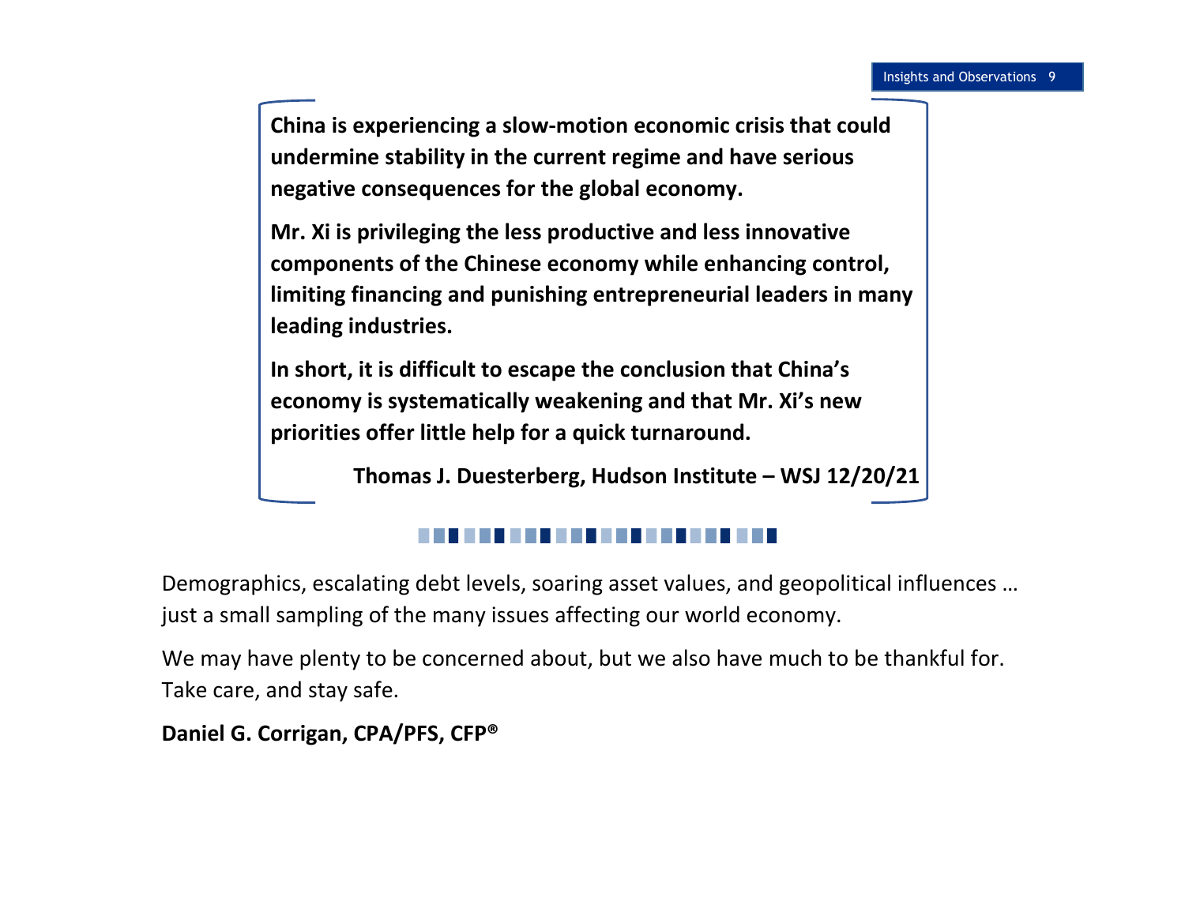**China is experiencing a slow-motion economic crisis that could undermine stability in the current regime and have serious negative consequences for the global economy.**

**Mr. Xi is privileging the less productive and less innovative components of the Chinese economy while enhancing control, limiting financing and punishing entrepreneurial leaders in many leading industries.**

**In short, it is difficult to escape the conclusion that China's economy is systematically weakening and that Mr. Xi's new priorities offer little help for a quick turnaround.**

**Thomas J. Duesterberg, Hudson Institute – WSJ 12/20/21**

Demographics, escalating debt levels, soaring asset values, and geopolitical influences … just a small sampling of the many issues affecting our world economy.

We may have plenty to be concerned about, but we also have much to be thankful for. Take care, and stay safe.

**Daniel G. Corrigan, CPA/PFS, CFP®**